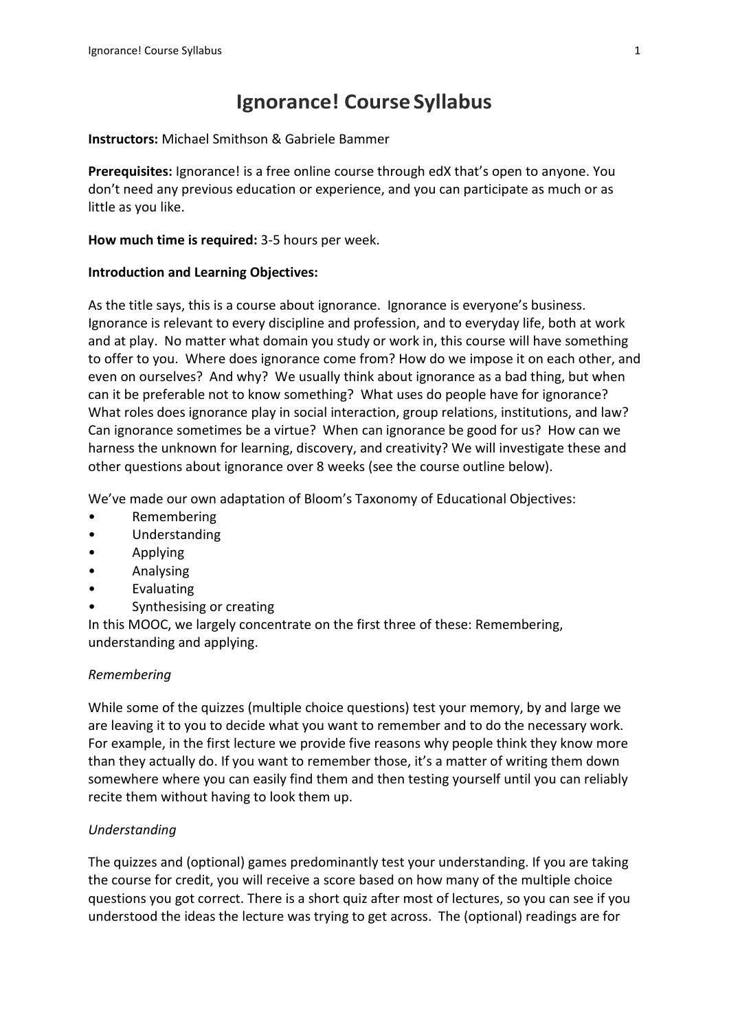# Ignorance! Course Syllabus

**Instructors:** Michael Smithson & Gabriele Bammer

**Prerequisites:** Ignorance! is a free online course through edX that's open to anyone. You don't need any previous education or experience, and you can participate as much or as little as you like.

**How much time is required:** 3-5 hours per week.

**Introduction and Learning Objectives:**

As the title says, this is a course about ignorance. Ignorance is everyone's business. Ignorance is relevant to every discipline and profession, and to everyday life, both at work and at play. No matter what domain you study or work in, this course will have something to offer to you. Where does ignorance come from? How do we impose it on each other, and even on ourselves? And why? We usually think about ignorance as a bad thing, but when can it be preferable not to know something? What uses do people have for ignorance? What roles does ignorance play in social interaction, group relations, institutions, and law? Can ignorance sometimes be a virtue? When can ignorance be good for us? How can we harness the unknown for learning, discovery, and creativity? We will investigate these and other questions about ignorance over 8 weeks (see the course outline below).

We've made our own adaptation of Bloom's Taxonomy of Educational Objectives:

- Remembering
- Understanding
- Applying
- Analysing
- Evaluating
- Synthesising or creating

In this MOOC, we largely concentrate on the first three of these: Remembering, understanding and applying.

*Remembering*

While some of the quizzes (multiple choice questions) test your memory, by and large we are leaving it to you to decide what you want to remember and to do the necessary work. For example, in the first lecture we provide five reasons why people think they know more than they actually do. If you want to remember those, it's a matter of writing them down somewhere where you can easily find them and then testing yourself until you can reliably recite them without having to look them up.

*Understanding*

The quizzes and (optional) games predominantly test your understanding. If you are taking the course for credit, you will receive a score based on how many of the multiple choice questions you got correct. There is a short quiz after most of lectures, so you can see if you understood the ideas the lecture was trying to get across. The (optional) readings are for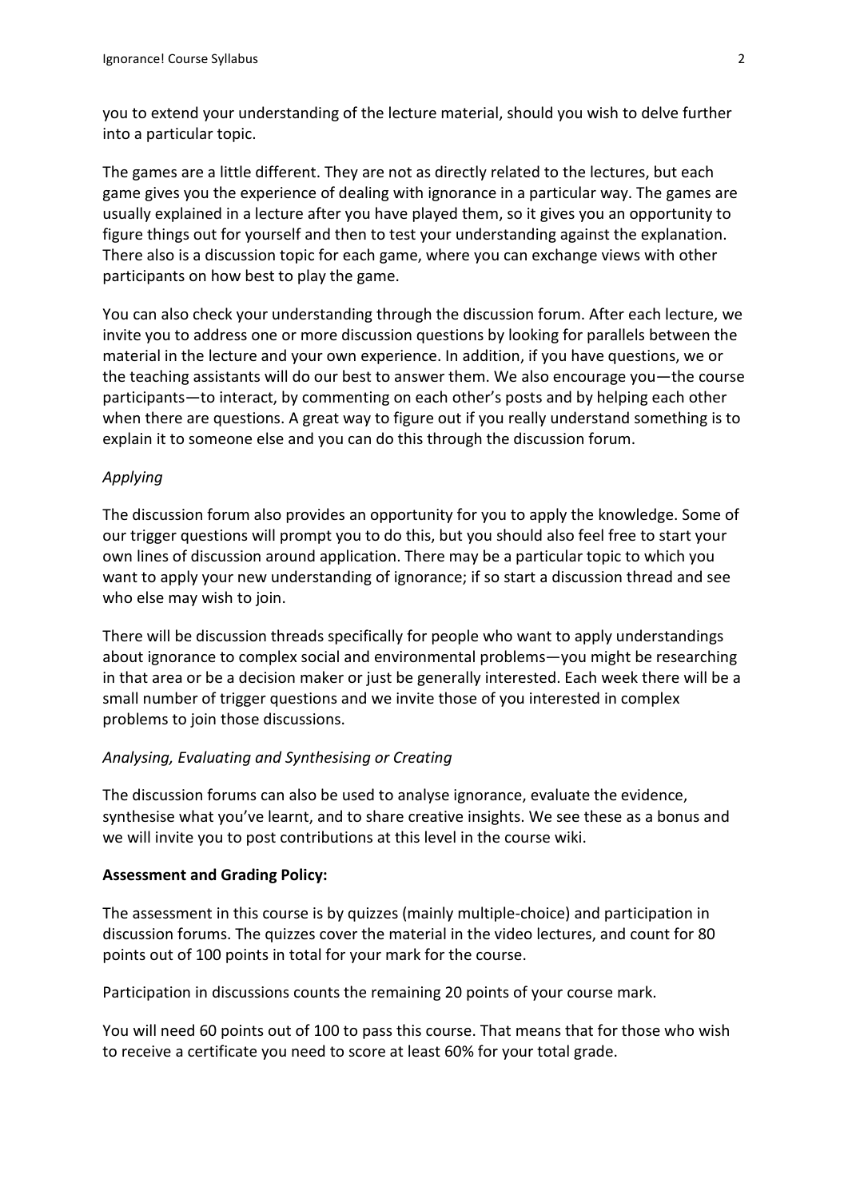you to extend your understanding of the lecture material, should you wish to delve further into a particular topic.

The games are a little different. They are not as directly related to the lectures, but each game gives you the experience of dealing with ignorance in a particular way. The games are usually explained in a lecture after you have played them, so it gives you an opportunity to figure things out for yourself and then to test your understanding against the explanation. There also is a discussion topic for each game, where you can exchange views with other participants on how best to play the game.

You can also check your understanding through the discussion forum. After each lecture, we invite you to address one or more discussion questions by looking for parallels between the material in the lecture and your own experience. In addition, if you have questions, we or the teaching assistants will do our best to answer them. We also encourage you—the course participants—to interact, by commenting on each other's posts and by helping each other when there are questions. A great way to figure out if you really understand something is to explain it to someone else and you can do this through the discussion forum.

*Applying*

The discussion forum also provides an opportunity for you to apply the knowledge. Some of our trigger questions will prompt you to do this, but you should also feel free to start your own lines of discussion around application. There may be a particular topic to which you want to apply your new understanding of ignorance; if so start a discussion thread and see who else may wish to join.

There will be discussion threads specifically for people who want to apply understandings about ignorance to complex social and environmental problems—you might be researching in that area or be a decision maker or just be generally interested. Each week there will be a small number of trigger questions and we invite those of you interested in complex problems to join those discussions.

*Analysing, Evaluating and Synthesising or Creating*

The discussion forums can also be used to analyse ignorance, evaluate the evidence, synthesise what you've learnt, and to share creative insights. We see these as a bonus and we will invite you to post contributions at this level in the course wiki.

**Assessment and Grading Policy:**

The assessment in this course is by quizzes (mainly multiple-choice) and participation in discussion forums. The quizzes cover the material in the video lectures, and count for 80 points out of 100 points in total for your mark for the course.

Participation in discussions counts the remaining 20 points of your course mark.

You will need 60 points out of 100 to pass this course. That means that for those who wish to receive a certificate you need to score at least 60% for your total grade.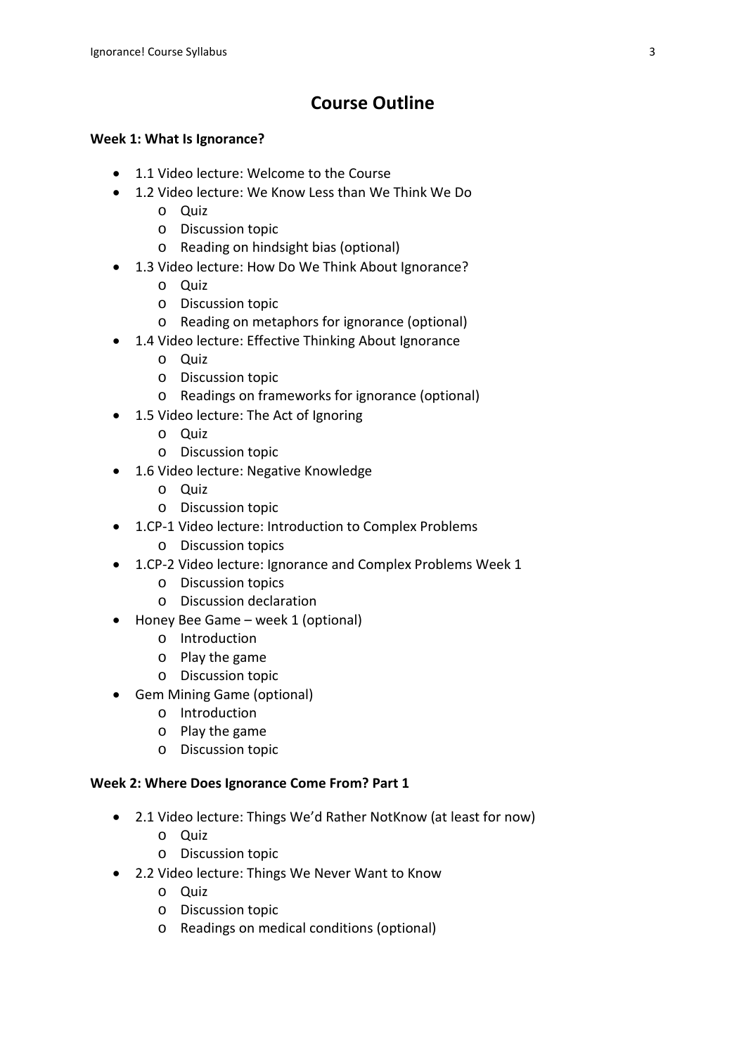# Course Outline

**Week 1: What Is Ignorance?**

- 1.1 Video lecture: Welcome to the Course
- 1.2 Video lecture: We Know Less than We Think We Do
    - Quiz
    - Discussion topic
    - Reading on hindsight bias (optional)
- 1.3 Video lecture: How Do We Think About Ignorance?
    - Quiz
    - Discussion topic
    - Reading on metaphors for ignorance (optional)
- 1.4 Video lecture: Effective Thinking About Ignorance
    - Quiz
    - Discussion topic
    - Readings on frameworks for ignorance (optional)
- 1.5 Video lecture: The Act of Ignoring
    - Quiz
    - Discussion topic
- 1.6 Video lecture: Negative Knowledge
    - Quiz
    - Discussion topic
- 1.CP-1 Video lecture: Introduction to Complex Problems
    - Discussion topics
- 1.CP-2 Video lecture: Ignorance and Complex Problems Week 1
    - Discussion topics
    - Discussion declaration
- Honey Bee Game – week 1 (optional)
    - Introduction
    - Play the game
    - Discussion topic
- Gem Mining Game (optional)
    - Introduction
    - Play the game
    - Discussion topic

**Week 2: Where Does Ignorance Come From? Part 1**

- 2.1 Video lecture: Things We'd Rather NotKnow (at least for now)
    - Quiz
    - Discussion topic
- 2.2 Video lecture: Things We Never Want to Know
    - Quiz
    - Discussion topic
    - Readings on medical conditions (optional)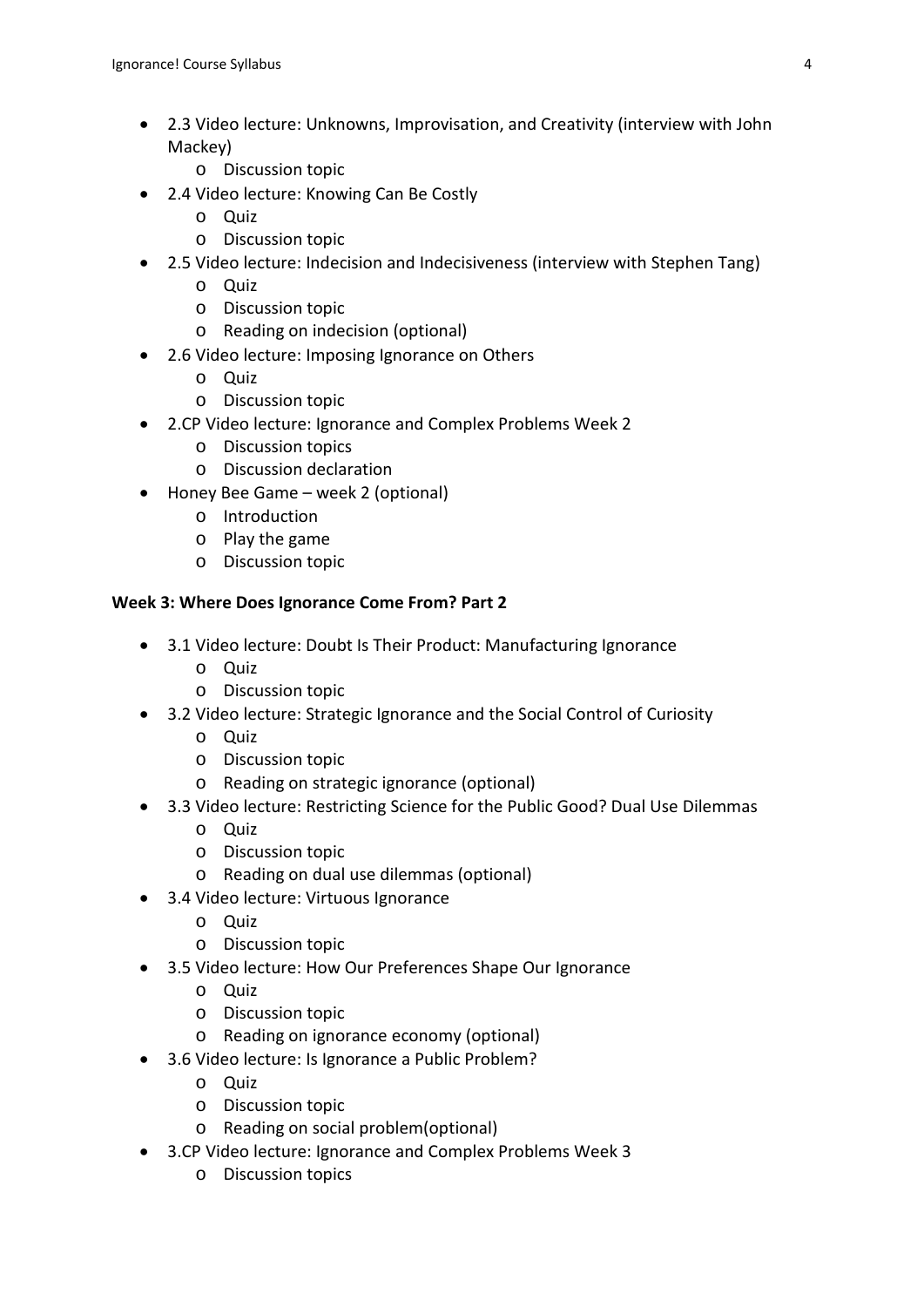- 2.3 Video lecture: Unknowns, Improvisation, and Creativity (interview with John Mackey)
    - Discussion topic
- 2.4 Video lecture: Knowing Can Be Costly
    - Quiz
    - Discussion topic
- 2.5 Video lecture: Indecision and Indecisiveness (interview with Stephen Tang)
    - Quiz
    - Discussion topic
    - Reading on indecision (optional)
- 2.6 Video lecture: Imposing Ignorance on Others
    - Quiz
    - Discussion topic
- 2.CP Video lecture: Ignorance and Complex Problems Week 2
    - Discussion topics
    - Discussion declaration
- Honey Bee Game – week 2 (optional)
    - Introduction
    - Play the game
    - Discussion topic

**Week 3: Where Does Ignorance Come From? Part 2**

- 3.1 Video lecture: Doubt Is Their Product: Manufacturing Ignorance
    - Quiz
    - Discussion topic
- 3.2 Video lecture: Strategic Ignorance and the Social Control of Curiosity
    - Quiz
    - Discussion topic
    - Reading on strategic ignorance (optional)
- 3.3 Video lecture: Restricting Science for the Public Good? Dual Use Dilemmas
    - Quiz
    - Discussion topic
    - Reading on dual use dilemmas (optional)
- 3.4 Video lecture: Virtuous Ignorance
    - Quiz
    - Discussion topic
- 3.5 Video lecture: How Our Preferences Shape Our Ignorance
    - Quiz
    - Discussion topic
    - Reading on ignorance economy (optional)
- 3.6 Video lecture: Is Ignorance a Public Problem?
    - Quiz
    - Discussion topic
    - Reading on social problem(optional)
- 3.CP Video lecture: Ignorance and Complex Problems Week 3
    - Discussion topics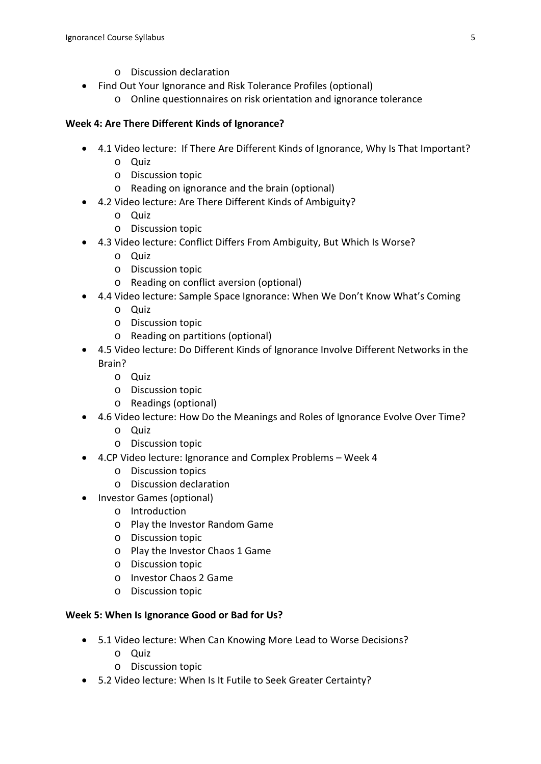- Discussion declaration
- Find Out Your Ignorance and Risk Tolerance Profiles (optional)
  - Online questionnaires on risk orientation and ignorance tolerance

**Week 4: Are There Different Kinds of Ignorance?**

- 4.1 Video lecture: If There Are Different Kinds of Ignorance, Why Is That Important?
  - Quiz
  - Discussion topic
  - Reading on ignorance and the brain (optional)
- 4.2 Video lecture: Are There Different Kinds of Ambiguity?
  - Quiz
  - Discussion topic
- 4.3 Video lecture: Conflict Differs From Ambiguity, But Which Is Worse?
  - Quiz
  - Discussion topic
  - Reading on conflict aversion (optional)
- 4.4 Video lecture: Sample Space Ignorance: When We Don't Know What's Coming
  - Quiz
  - Discussion topic
  - Reading on partitions (optional)
- 4.5 Video lecture: Do Different Kinds of Ignorance Involve Different Networks in the Brain?
  - Quiz
  - Discussion topic
  - Readings (optional)
- 4.6 Video lecture: How Do the Meanings and Roles of Ignorance Evolve Over Time?
  - Quiz
  - Discussion topic
- 4.CP Video lecture: Ignorance and Complex Problems – Week 4
  - Discussion topics
  - Discussion declaration
- Investor Games (optional)
  - Introduction
  - Play the Investor Random Game
  - Discussion topic
  - Play the Investor Chaos 1 Game
  - Discussion topic
  - Investor Chaos 2 Game
  - Discussion topic

**Week 5: When Is Ignorance Good or Bad for Us?**

- 5.1 Video lecture: When Can Knowing More Lead to Worse Decisions?
  - Quiz
  - Discussion topic
- 5.2 Video lecture: When Is It Futile to Seek Greater Certainty?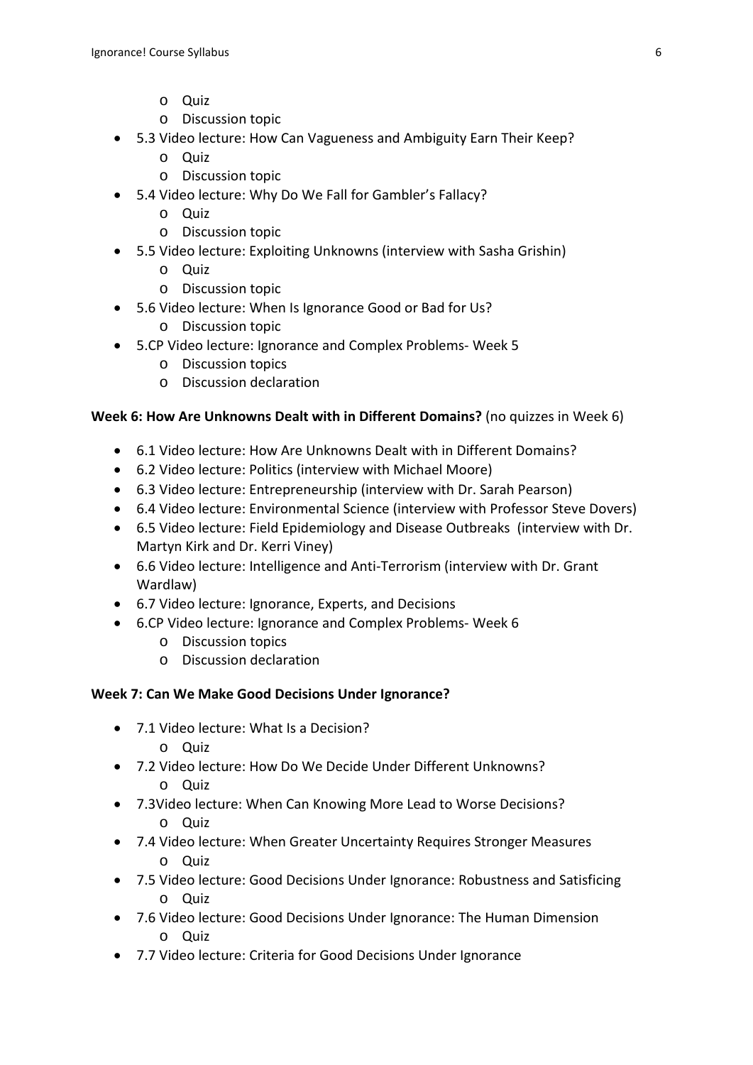- Quiz
    - Discussion topic
- 5.3 Video lecture: How Can Vagueness and Ambiguity Earn Their Keep?
    - Quiz
    - Discussion topic
- 5.4 Video lecture: Why Do We Fall for Gambler's Fallacy?
    - Quiz
    - Discussion topic
- 5.5 Video lecture: Exploiting Unknowns (interview with Sasha Grishin)
    - Quiz
    - Discussion topic
- 5.6 Video lecture: When Is Ignorance Good or Bad for Us?
    - Discussion topic
- 5.CP Video lecture: Ignorance and Complex Problems- Week 5
    - Discussion topics
    - Discussion declaration

**Week 6: How Are Unknowns Dealt with in Different Domains?** (no quizzes in Week 6)

- 6.1 Video lecture: How Are Unknowns Dealt with in Different Domains?
- 6.2 Video lecture: Politics (interview with Michael Moore)
- 6.3 Video lecture: Entrepreneurship (interview with Dr. Sarah Pearson)
- 6.4 Video lecture: Environmental Science (interview with Professor Steve Dovers)
- 6.5 Video lecture: Field Epidemiology and Disease Outbreaks (interview with Dr. Martyn Kirk and Dr. Kerri Viney)
- 6.6 Video lecture: Intelligence and Anti-Terrorism (interview with Dr. Grant Wardlaw)
- 6.7 Video lecture: Ignorance, Experts, and Decisions
- 6.CP Video lecture: Ignorance and Complex Problems- Week 6
    - Discussion topics
    - Discussion declaration

**Week 7: Can We Make Good Decisions Under Ignorance?**

- 7.1 Video lecture: What Is a Decision?
    - Quiz
- 7.2 Video lecture: How Do We Decide Under Different Unknowns?
    - Quiz
- 7.3Video lecture: When Can Knowing More Lead to Worse Decisions?
    - Quiz
- 7.4 Video lecture: When Greater Uncertainty Requires Stronger Measures
    - Quiz
- 7.5 Video lecture: Good Decisions Under Ignorance: Robustness and Satisficing
    - Quiz
- 7.6 Video lecture: Good Decisions Under Ignorance: The Human Dimension
    - Quiz
- 7.7 Video lecture: Criteria for Good Decisions Under Ignorance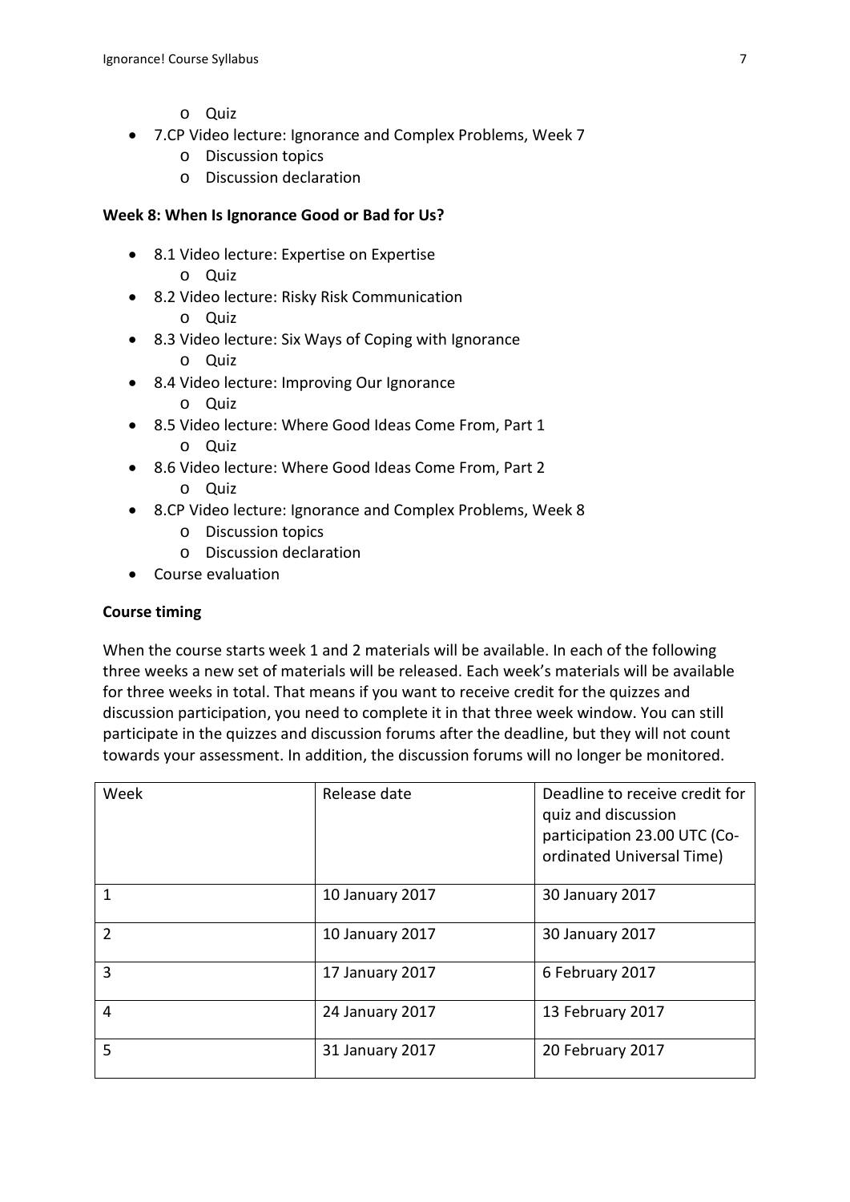- Quiz
- 7.CP Video lecture: Ignorance and Complex Problems, Week 7
  - Discussion topics
  - Discussion declaration

**Week 8: When Is Ignorance Good or Bad for Us?**

- 8.1 Video lecture: Expertise on Expertise
  - Quiz
- 8.2 Video lecture: Risky Risk Communication
  - Quiz
- 8.3 Video lecture: Six Ways of Coping with Ignorance
  - Quiz
- 8.4 Video lecture: Improving Our Ignorance
  - Quiz
- 8.5 Video lecture: Where Good Ideas Come From, Part 1
  - Quiz
- 8.6 Video lecture: Where Good Ideas Come From, Part 2
  - Quiz
- 8.CP Video lecture: Ignorance and Complex Problems, Week 8
  - Discussion topics
  - Discussion declaration
- Course evaluation

**Course timing**

When the course starts week 1 and 2 materials will be available. In each of the following three weeks a new set of materials will be released. Each week's materials will be available for three weeks in total. That means if you want to receive credit for the quizzes and discussion participation, you need to complete it in that three week window. You can still participate in the quizzes and discussion forums after the deadline, but they will not count towards your assessment. In addition, the discussion forums will no longer be monitored.

| Week | Release date | Deadline to receive credit for quiz and discussion participation 23.00 UTC (Co-ordinated Universal Time) |
|---|---|---|
| 1 | 10 January 2017 | 30 January 2017 |
| 2 | 10 January 2017 | 30 January 2017 |
| 3 | 17 January 2017 | 6 February 2017 |
| 4 | 24 January 2017 | 13 February 2017 |
| 5 | 31 January 2017 | 20 February 2017 |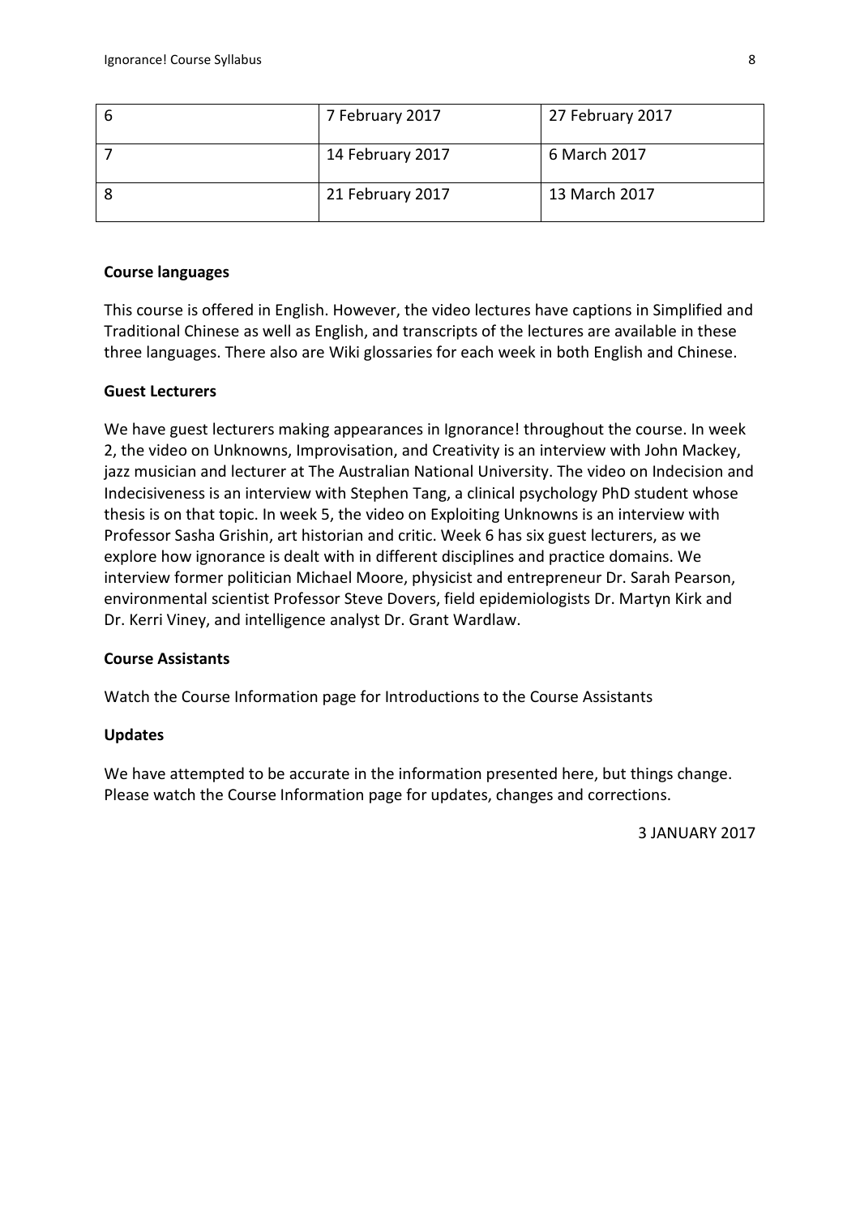| | | |
|---|---|---|
| 6 | 7 February 2017 | 27 February 2017 |
| 7 | 14 February 2017 | 6 March 2017 |
| 8 | 21 February 2017 | 13 March 2017 |

**Course languages**

This course is offered in English. However, the video lectures have captions in Simplified and Traditional Chinese as well as English, and transcripts of the lectures are available in these three languages. There also are Wiki glossaries for each week in both English and Chinese.

**Guest Lecturers**

We have guest lecturers making appearances in Ignorance! throughout the course. In week 2, the video on Unknowns, Improvisation, and Creativity is an interview with John Mackey, jazz musician and lecturer at The Australian National University. The video on Indecision and Indecisiveness is an interview with Stephen Tang, a clinical psychology PhD student whose thesis is on that topic. In week 5, the video on Exploiting Unknowns is an interview with Professor Sasha Grishin, art historian and critic. Week 6 has six guest lecturers, as we explore how ignorance is dealt with in different disciplines and practice domains. We interview former politician Michael Moore, physicist and entrepreneur Dr. Sarah Pearson, environmental scientist Professor Steve Dovers, field epidemiologists Dr. Martyn Kirk and Dr. Kerri Viney, and intelligence analyst Dr. Grant Wardlaw.

**Course Assistants**

Watch the Course Information page for Introductions to the Course Assistants

**Updates**

We have attempted to be accurate in the information presented here, but things change. Please watch the Course Information page for updates, changes and corrections.

3 JANUARY 2017